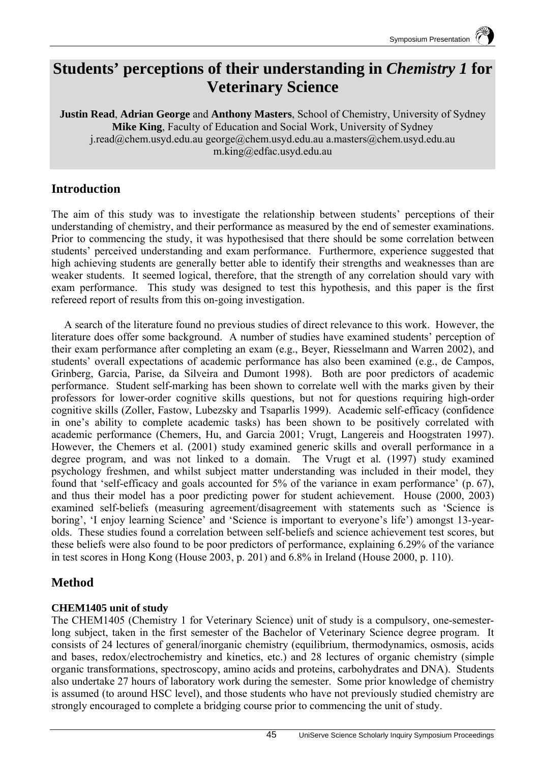# Students' perceptions of their understanding in *Chemistry 1* for Veterinary Science

**Justin Read**, **Adrian George** and **Anthony Masters**, School of Chemistry, University of Sydney
**Mike King**, Faculty of Education and Social Work, University of Sydney
j.read@chem.usyd.edu.au george@chem.usyd.edu.au a.masters@chem.usyd.edu.au
m.king@edfac.usyd.edu.au

## Introduction

The aim of this study was to investigate the relationship between students' perceptions of their understanding of chemistry, and their performance as measured by the end of semester examinations. Prior to commencing the study, it was hypothesised that there should be some correlation between students' perceived understanding and exam performance. Furthermore, experience suggested that high achieving students are generally better able to identify their strengths and weaknesses than are weaker students. It seemed logical, therefore, that the strength of any correlation should vary with exam performance. This study was designed to test this hypothesis, and this paper is the first refereed report of results from this on-going investigation.

A search of the literature found no previous studies of direct relevance to this work. However, the literature does offer some background. A number of studies have examined students' perception of their exam performance after completing an exam (e.g., Beyer, Riesselmann and Warren 2002), and students' overall expectations of academic performance has also been examined (e.g., de Campos, Grinberg, Garcia, Parise, da Silveira and Dumont 1998). Both are poor predictors of academic performance. Student self-marking has been shown to correlate well with the marks given by their professors for lower-order cognitive skills questions, but not for questions requiring high-order cognitive skills (Zoller, Fastow, Lubezsky and Tsaparlis 1999). Academic self-efficacy (confidence in one's ability to complete academic tasks) has been shown to be positively correlated with academic performance (Chemers, Hu, and Garcia 2001; Vrugt, Langereis and Hoogstraten 1997). However, the Chemers et al. (2001) study examined generic skills and overall performance in a degree program, and was not linked to a domain. The Vrugt et al. (1997) study examined psychology freshmen, and whilst subject matter understanding was included in their model, they found that 'self-efficacy and goals accounted for 5% of the variance in exam performance' (p. 67), and thus their model has a poor predicting power for student achievement. House (2000, 2003) examined self-beliefs (measuring agreement/disagreement with statements such as 'Science is boring', 'I enjoy learning Science' and 'Science is important to everyone's life') amongst 13-year-olds. These studies found a correlation between self-beliefs and science achievement test scores, but these beliefs were also found to be poor predictors of performance, explaining 6.29% of the variance in test scores in Hong Kong (House 2003, p. 201) and 6.8% in Ireland (House 2000, p. 110).

## Method

### CHEM1405 unit of study

The CHEM1405 (Chemistry 1 for Veterinary Science) unit of study is a compulsory, one-semester-long subject, taken in the first semester of the Bachelor of Veterinary Science degree program. It consists of 24 lectures of general/inorganic chemistry (equilibrium, thermodynamics, osmosis, acids and bases, redox/electrochemistry and kinetics, etc.) and 28 lectures of organic chemistry (simple organic transformations, spectroscopy, amino acids and proteins, carbohydrates and DNA). Students also undertake 27 hours of laboratory work during the semester. Some prior knowledge of chemistry is assumed (to around HSC level), and those students who have not previously studied chemistry are strongly encouraged to complete a bridging course prior to commencing the unit of study.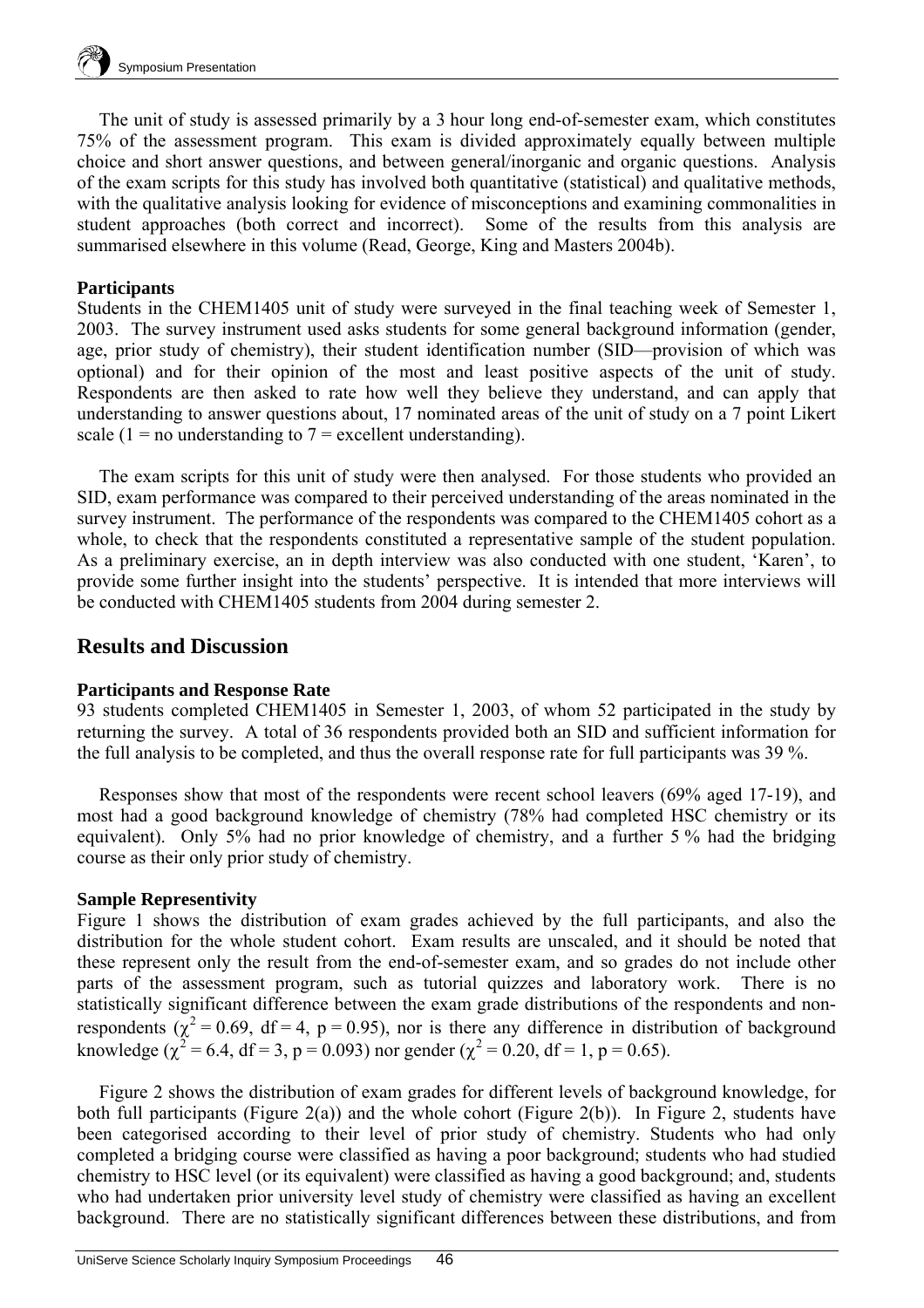The unit of study is assessed primarily by a 3 hour long end-of-semester exam, which constitutes 75% of the assessment program. This exam is divided approximately equally between multiple choice and short answer questions, and between general/inorganic and organic questions. Analysis of the exam scripts for this study has involved both quantitative (statistical) and qualitative methods, with the qualitative analysis looking for evidence of misconceptions and examining commonalities in student approaches (both correct and incorrect). Some of the results from this analysis are summarised elsewhere in this volume (Read, George, King and Masters 2004b).

**Participants**

Students in the CHEM1405 unit of study were surveyed in the final teaching week of Semester 1, 2003. The survey instrument used asks students for some general background information (gender, age, prior study of chemistry), their student identification number (SID—provision of which was optional) and for their opinion of the most and least positive aspects of the unit of study. Respondents are then asked to rate how well they believe they understand, and can apply that understanding to answer questions about, 17 nominated areas of the unit of study on a 7 point Likert scale (1 = no understanding to 7 = excellent understanding).

The exam scripts for this unit of study were then analysed. For those students who provided an SID, exam performance was compared to their perceived understanding of the areas nominated in the survey instrument. The performance of the respondents was compared to the CHEM1405 cohort as a whole, to check that the respondents constituted a representative sample of the student population. As a preliminary exercise, an in depth interview was also conducted with one student, 'Karen', to provide some further insight into the students' perspective. It is intended that more interviews will be conducted with CHEM1405 students from 2004 during semester 2.

## Results and Discussion

**Participants and Response Rate**

93 students completed CHEM1405 in Semester 1, 2003, of whom 52 participated in the study by returning the survey. A total of 36 respondents provided both an SID and sufficient information for the full analysis to be completed, and thus the overall response rate for full participants was 39 %.

Responses show that most of the respondents were recent school leavers (69% aged 17-19), and most had a good background knowledge of chemistry (78% had completed HSC chemistry or its equivalent). Only 5% had no prior knowledge of chemistry, and a further 5 % had the bridging course as their only prior study of chemistry.

**Sample Representivity**

Figure 1 shows the distribution of exam grades achieved by the full participants, and also the distribution for the whole student cohort. Exam results are unscaled, and it should be noted that these represent only the result from the end-of-semester exam, and so grades do not include other parts of the assessment program, such as tutorial quizzes and laboratory work. There is no statistically significant difference between the exam grade distributions of the respondents and non-respondents ($\chi^2 = 0.69$, df = 4, p = 0.95), nor is there any difference in distribution of background knowledge ($\chi^2 = 6.4$, df = 3, p = 0.093) nor gender ($\chi^2 = 0.20$, df = 1, p = 0.65).

Figure 2 shows the distribution of exam grades for different levels of background knowledge, for both full participants (Figure 2(a)) and the whole cohort (Figure 2(b)). In Figure 2, students have been categorised according to their level of prior study of chemistry. Students who had only completed a bridging course were classified as having a poor background; students who had studied chemistry to HSC level (or its equivalent) were classified as having a good background; and, students who had undertaken prior university level study of chemistry were classified as having an excellent background. There are no statistically significant differences between these distributions, and from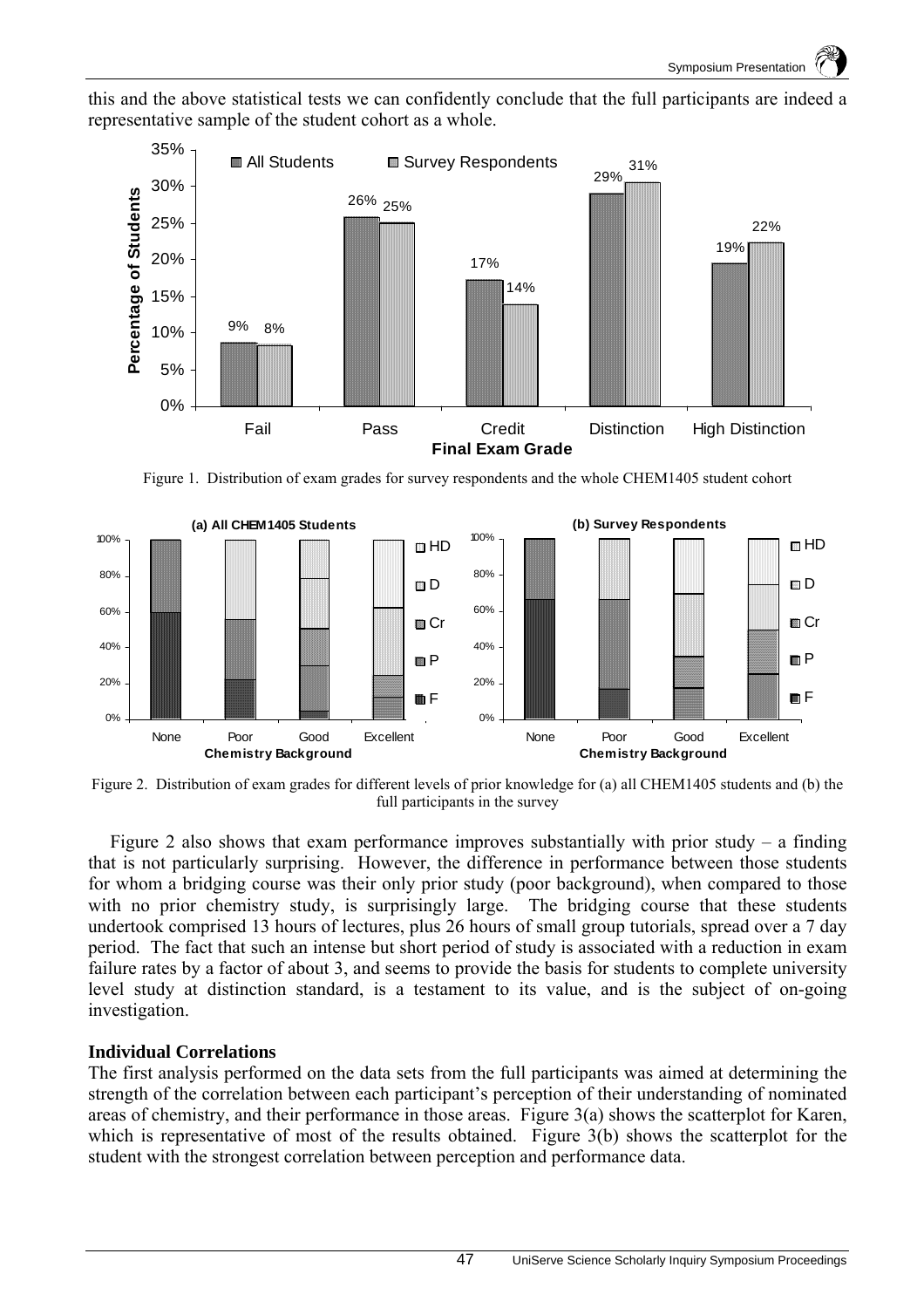this and the above statistical tests we can confidently conclude that the full participants are indeed a representative sample of the student cohort as a whole.

Figure 1. Distribution of exam grades for survey respondents and the whole CHEM1405 student cohort

Figure 2. Distribution of exam grades for different levels of prior knowledge for (a) all CHEM1405 students and (b) the full participants in the survey

Figure 2 also shows that exam performance improves substantially with prior study – a finding that is not particularly surprising. However, the difference in performance between those students for whom a bridging course was their only prior study (poor background), when compared to those with no prior chemistry study, is surprisingly large. The bridging course that these students undertook comprised 13 hours of lectures, plus 26 hours of small group tutorials, spread over a 7 day period. The fact that such an intense but short period of study is associated with a reduction in exam failure rates by a factor of about 3, and seems to provide the basis for students to complete university level study at distinction standard, is a testament to its value, and is the subject of on-going investigation.

### Individual Correlations

The first analysis performed on the data sets from the full participants was aimed at determining the strength of the correlation between each participant's perception of their understanding of nominated areas of chemistry, and their performance in those areas. Figure 3(a) shows the scatterplot for Karen, which is representative of most of the results obtained. Figure 3(b) shows the scatterplot for the student with the strongest correlation between perception and performance data.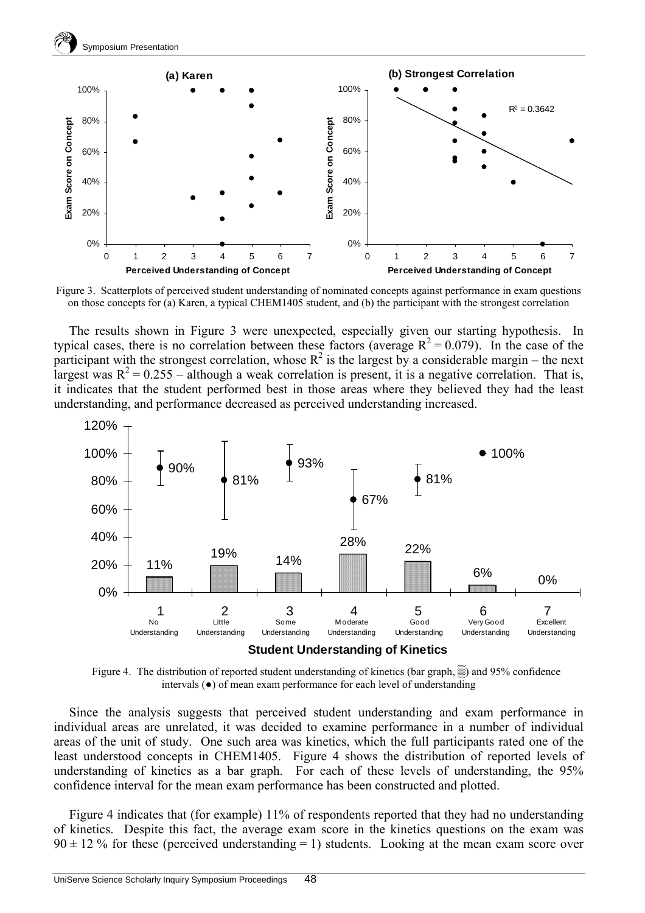Figure 3. Scatterplots of perceived student understanding of nominated concepts against performance in exam questions on those concepts for (a) Karen, a typical CHEM1405 student, and (b) the participant with the strongest correlation

The results shown in Figure 3 were unexpected, especially given our starting hypothesis. In typical cases, there is no correlation between these factors (average $R^2 = 0.079$). In the case of the participant with the strongest correlation, whose $R^2$ is the largest by a considerable margin – the next largest was $R^2 = 0.255$ – although a weak correlation is present, it is a negative correlation. That is, it indicates that the student performed best in those areas where they believed they had the least understanding, and performance decreased as perceived understanding increased.

Figure 4. The distribution of reported student understanding of kinetics (bar graph, ▒) and 95% confidence intervals (●) of mean exam performance for each level of understanding

Since the analysis suggests that perceived student understanding and exam performance in individual areas are unrelated, it was decided to examine performance in a number of individual areas of the unit of study. One such area was kinetics, which the full participants rated one of the least understood concepts in CHEM1405. Figure 4 shows the distribution of reported levels of understanding of kinetics as a bar graph. For each of these levels of understanding, the 95% confidence interval for the mean exam performance has been constructed and plotted.

Figure 4 indicates that (for example) 11% of respondents reported that they had no understanding of kinetics. Despite this fact, the average exam score in the kinetics questions on the exam was $90 \pm 12$ % for these (perceived understanding = 1) students. Looking at the mean exam score over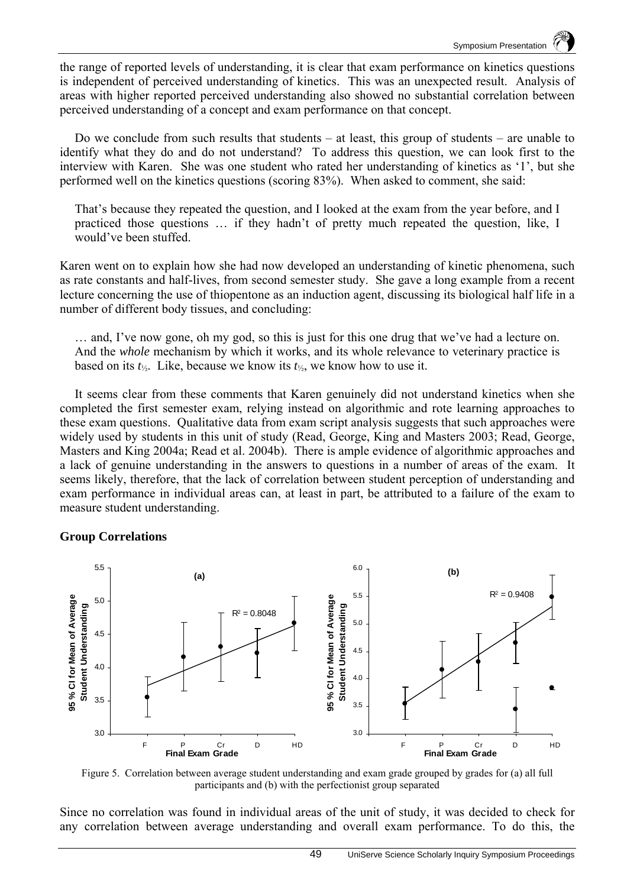the range of reported levels of understanding, it is clear that exam performance on kinetics questions is independent of perceived understanding of kinetics. This was an unexpected result. Analysis of areas with higher reported perceived understanding also showed no substantial correlation between perceived understanding of a concept and exam performance on that concept.

Do we conclude from such results that students – at least, this group of students – are unable to identify what they do and do not understand? To address this question, we can look first to the interview with Karen. She was one student who rated her understanding of kinetics as '1', but she performed well on the kinetics questions (scoring 83%). When asked to comment, she said:

> That's because they repeated the question, and I looked at the exam from the year before, and I practiced those questions … if they hadn't of pretty much repeated the question, like, I would've been stuffed.

Karen went on to explain how she had now developed an understanding of kinetic phenomena, such as rate constants and half-lives, from second semester study. She gave a long example from a recent lecture concerning the use of thiopentone as an induction agent, discussing its biological half life in a number of different body tissues, and concluding:

> … and, I've now gone, oh my god, so this is just for this one drug that we've had a lecture on. And the *whole* mechanism by which it works, and its whole relevance to veterinary practice is based on its $t_{½}$. Like, because we know its $t_{½}$, we know how to use it.

It seems clear from these comments that Karen genuinely did not understand kinetics when she completed the first semester exam, relying instead on algorithmic and rote learning approaches to these exam questions. Qualitative data from exam script analysis suggests that such approaches were widely used by students in this unit of study (Read, George, King and Masters 2003; Read, George, Masters and King 2004a; Read et al. 2004b). There is ample evidence of algorithmic approaches and a lack of genuine understanding in the answers to questions in a number of areas of the exam. It seems likely, therefore, that the lack of correlation between student perception of understanding and exam performance in individual areas can, at least in part, be attributed to a failure of the exam to measure student understanding.

### Group Correlations

Figure 5. Correlation between average student understanding and exam grade grouped by grades for (a) all full participants and (b) with the perfectionist group separated

Since no correlation was found in individual areas of the unit of study, it was decided to check for any correlation between average understanding and overall exam performance. To do this, the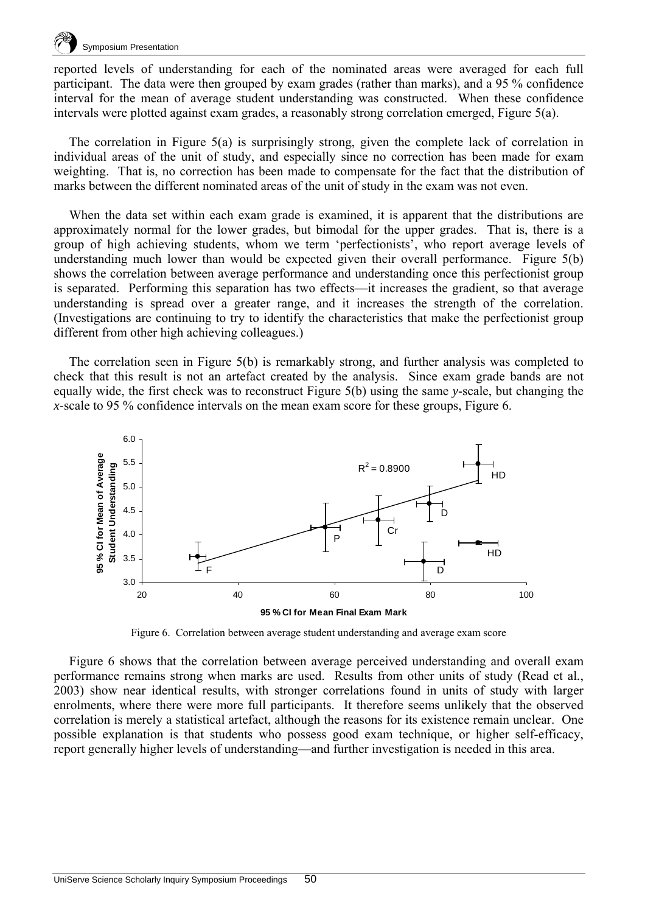reported levels of understanding for each of the nominated areas were averaged for each full participant. The data were then grouped by exam grades (rather than marks), and a 95 % confidence interval for the mean of average student understanding was constructed. When these confidence intervals were plotted against exam grades, a reasonably strong correlation emerged, Figure 5(a).

The correlation in Figure 5(a) is surprisingly strong, given the complete lack of correlation in individual areas of the unit of study, and especially since no correction has been made for exam weighting. That is, no correction has been made to compensate for the fact that the distribution of marks between the different nominated areas of the unit of study in the exam was not even.

When the data set within each exam grade is examined, it is apparent that the distributions are approximately normal for the lower grades, but bimodal for the upper grades. That is, there is a group of high achieving students, whom we term 'perfectionists', who report average levels of understanding much lower than would be expected given their overall performance. Figure 5(b) shows the correlation between average performance and understanding once this perfectionist group is separated. Performing this separation has two effects—it increases the gradient, so that average understanding is spread over a greater range, and it increases the strength of the correlation. (Investigations are continuing to try to identify the characteristics that make the perfectionist group different from other high achieving colleagues.)

The correlation seen in Figure 5(b) is remarkably strong, and further analysis was completed to check that this result is not an artefact created by the analysis. Since exam grade bands are not equally wide, the first check was to reconstruct Figure 5(b) using the same *y*-scale, but changing the *x*-scale to 95 % confidence intervals on the mean exam score for these groups, Figure 6.

Figure 6. Correlation between average student understanding and average exam score

Figure 6 shows that the correlation between average perceived understanding and overall exam performance remains strong when marks are used. Results from other units of study (Read et al., 2003) show near identical results, with stronger correlations found in units of study with larger enrolments, where there were more full participants. It therefore seems unlikely that the observed correlation is merely a statistical artefact, although the reasons for its existence remain unclear. One possible explanation is that students who possess good exam technique, or higher self-efficacy, report generally higher levels of understanding—and further investigation is needed in this area.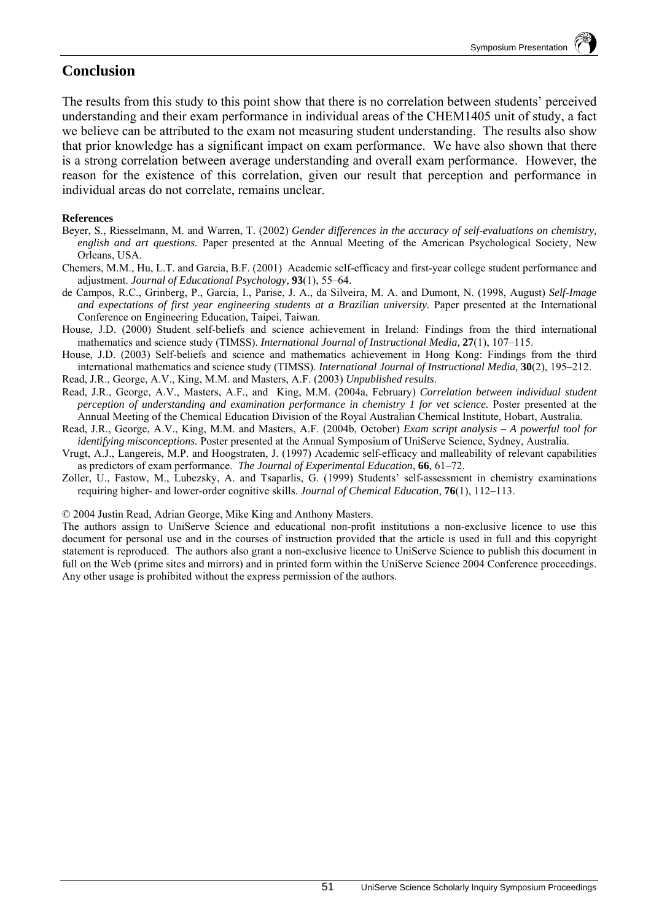## Conclusion

The results from this study to this point show that there is no correlation between students' perceived understanding and their exam performance in individual areas of the CHEM1405 unit of study, a fact we believe can be attributed to the exam not measuring student understanding. The results also show that prior knowledge has a significant impact on exam performance. We have also shown that there is a strong correlation between average understanding and overall exam performance. However, the reason for the existence of this correlation, given our result that perception and performance in individual areas do not correlate, remains unclear.

**References**

Beyer, S., Riesselmann, M. and Warren, T. (2002) *Gender differences in the accuracy of self-evaluations on chemistry, english and art questions.* Paper presented at the Annual Meeting of the American Psychological Society, New Orleans, USA.

Chemers, M.M., Hu, L.T. and Garcia, B.F. (2001) Academic self-efficacy and first-year college student performance and adjustment. *Journal of Educational Psychology,* **93**(1), 55–64.

de Campos, R.C., Grinberg, P., Garcia, I., Parise, J. A., da Silveira, M. A. and Dumont, N. (1998, August) *Self-Image and expectations of first year engineering students at a Brazilian university.* Paper presented at the International Conference on Engineering Education, Taipei, Taiwan.

House, J.D. (2000) Student self-beliefs and science achievement in Ireland: Findings from the third international mathematics and science study (TIMSS). *International Journal of Instructional Media,* **27**(1), 107–115.

House, J.D. (2003) Self-beliefs and science and mathematics achievement in Hong Kong: Findings from the third international mathematics and science study (TIMSS). *International Journal of Instructional Media,* **30**(2), 195–212.

Read, J.R., George, A.V., King, M.M. and Masters, A.F. (2003) *Unpublished results*.

Read, J.R., George, A.V., Masters, A.F., and King, M.M. (2004a, February) *Correlation between individual student perception of understanding and examination performance in chemistry 1 for vet science.* Poster presented at the Annual Meeting of the Chemical Education Division of the Royal Australian Chemical Institute, Hobart, Australia.

Read, J.R., George, A.V., King, M.M. and Masters, A.F. (2004b, October) *Exam script analysis – A powerful tool for identifying misconceptions.* Poster presented at the Annual Symposium of UniServe Science, Sydney, Australia.

Vrugt, A.J., Langereis, M.P. and Hoogstraten, J. (1997) Academic self-efficacy and malleability of relevant capabilities as predictors of exam performance. *The Journal of Experimental Education*, **66**, 61–72.

Zoller, U., Fastow, M., Lubezsky, A. and Tsaparlis, G. (1999) Students' self-assessment in chemistry examinations requiring higher- and lower-order cognitive skills. *Journal of Chemical Education*, **76**(1), 112–113.

© 2004 Justin Read, Adrian George, Mike King and Anthony Masters.

The authors assign to UniServe Science and educational non-profit institutions a non-exclusive licence to use this document for personal use and in the courses of instruction provided that the article is used in full and this copyright statement is reproduced. The authors also grant a non-exclusive licence to UniServe Science to publish this document in full on the Web (prime sites and mirrors) and in printed form within the UniServe Science 2004 Conference proceedings. Any other usage is prohibited without the express permission of the authors.